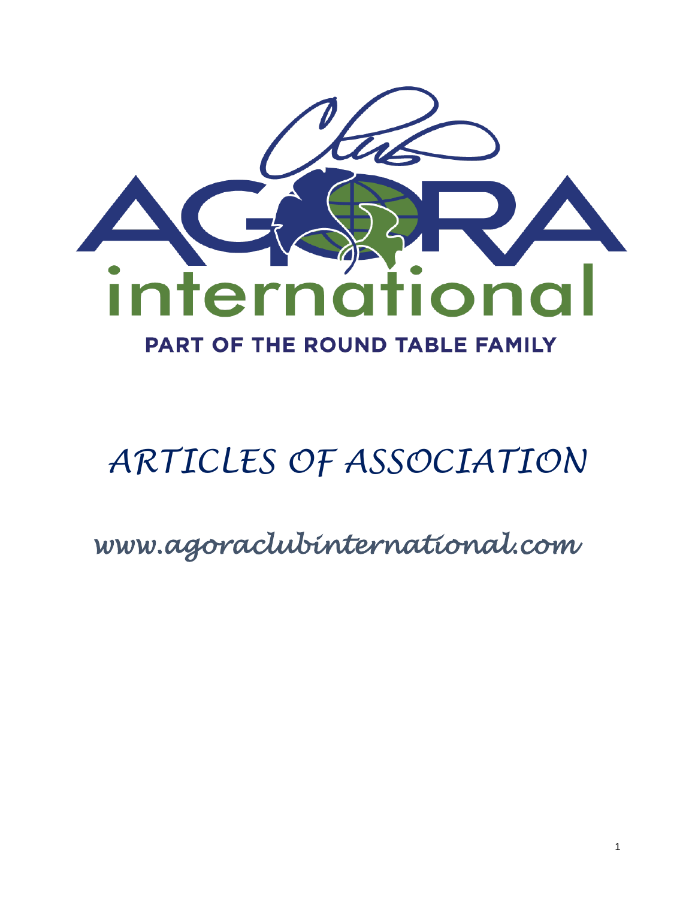Club

AGORA

international

PART OF THE ROUND TABLE FAMILY

# ARTICLES OF ASSOCIATION

www.agoraclubinternational.com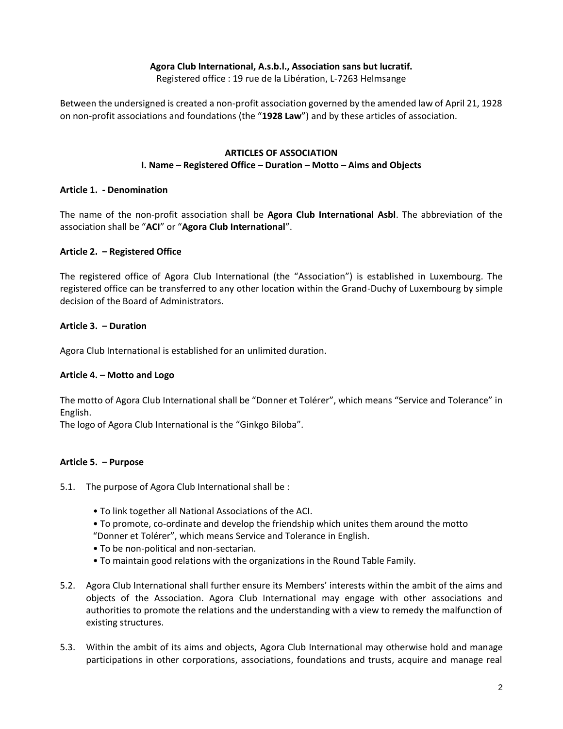**Agora Club International, A.s.b.l., Association sans but lucratif.**
Registered office : 19 rue de la Libération, L-7263 Helmsange

Between the undersigned is created a non-profit association governed by the amended law of April 21, 1928 on non-profit associations and foundations (the "**1928 Law**") and by these articles of association.

## ARTICLES OF ASSOCIATION

## I. Name – Registered Office – Duration – Motto – Aims and Objects

### Article 1. - Denomination

The name of the non-profit association shall be **Agora Club International Asbl**. The abbreviation of the association shall be "**ACI**" or "**Agora Club International**".

### Article 2. – Registered Office

The registered office of Agora Club International (the "Association") is established in Luxembourg. The registered office can be transferred to any other location within the Grand-Duchy of Luxembourg by simple decision of the Board of Administrators.

### Article 3. – Duration

Agora Club International is established for an unlimited duration.

### Article 4. – Motto and Logo

The motto of Agora Club International shall be "Donner et Tolérer", which means "Service and Tolerance" in English.
The logo of Agora Club International is the "Ginkgo Biloba".

### Article 5. – Purpose

5.1. The purpose of Agora Club International shall be :

- To link together all National Associations of the ACI.
- To promote, co-ordinate and develop the friendship which unites them around the motto "Donner et Tolérer", which means Service and Tolerance in English.
- To be non-political and non-sectarian.
- To maintain good relations with the organizations in the Round Table Family.

5.2. Agora Club International shall further ensure its Members' interests within the ambit of the aims and objects of the Association. Agora Club International may engage with other associations and authorities to promote the relations and the understanding with a view to remedy the malfunction of existing structures.

5.3. Within the ambit of its aims and objects, Agora Club International may otherwise hold and manage participations in other corporations, associations, foundations and trusts, acquire and manage real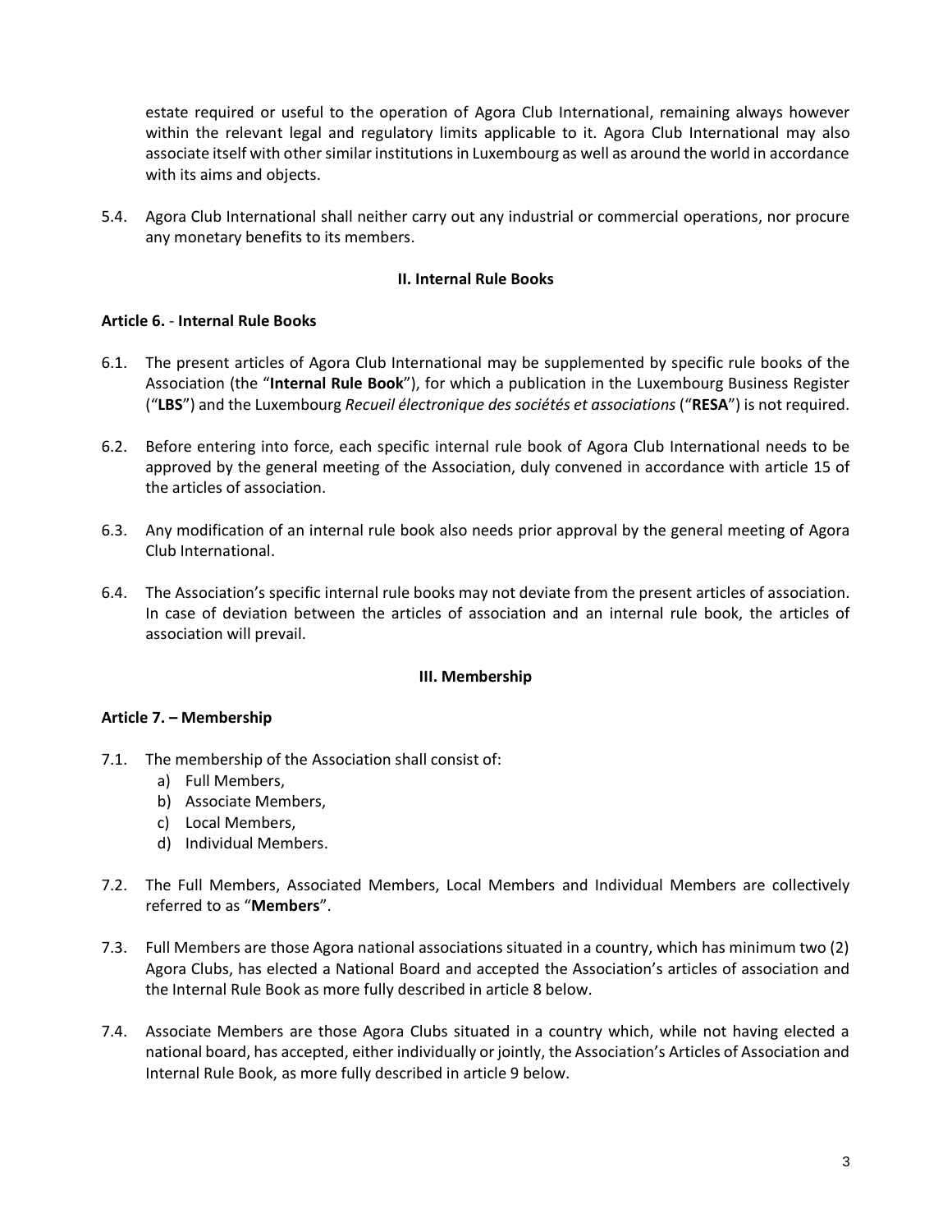estate required or useful to the operation of Agora Club International, remaining always however within the relevant legal and regulatory limits applicable to it. Agora Club International may also associate itself with other similar institutions in Luxembourg as well as around the world in accordance with its aims and objects.

5.4. Agora Club International shall neither carry out any industrial or commercial operations, nor procure any monetary benefits to its members.

## II. Internal Rule Books

### Article 6. - Internal Rule Books

6.1. The present articles of Agora Club International may be supplemented by specific rule books of the Association (the "**Internal Rule Book**"), for which a publication in the Luxembourg Business Register ("**LBS**") and the Luxembourg *Recueil électronique des sociétés et associations* ("**RESA**") is not required.

6.2. Before entering into force, each specific internal rule book of Agora Club International needs to be approved by the general meeting of the Association, duly convened in accordance with article 15 of the articles of association.

6.3. Any modification of an internal rule book also needs prior approval by the general meeting of Agora Club International.

6.4. The Association's specific internal rule books may not deviate from the present articles of association. In case of deviation between the articles of association and an internal rule book, the articles of association will prevail.

## III. Membership

### Article 7. – Membership

7.1. The membership of the Association shall consist of:
   a) Full Members,
   b) Associate Members,
   c) Local Members,
   d) Individual Members.

7.2. The Full Members, Associated Members, Local Members and Individual Members are collectively referred to as "**Members**".

7.3. Full Members are those Agora national associations situated in a country, which has minimum two (2) Agora Clubs, has elected a National Board and accepted the Association's articles of association and the Internal Rule Book as more fully described in article 8 below.

7.4. Associate Members are those Agora Clubs situated in a country which, while not having elected a national board, has accepted, either individually or jointly, the Association's Articles of Association and Internal Rule Book, as more fully described in article 9 below.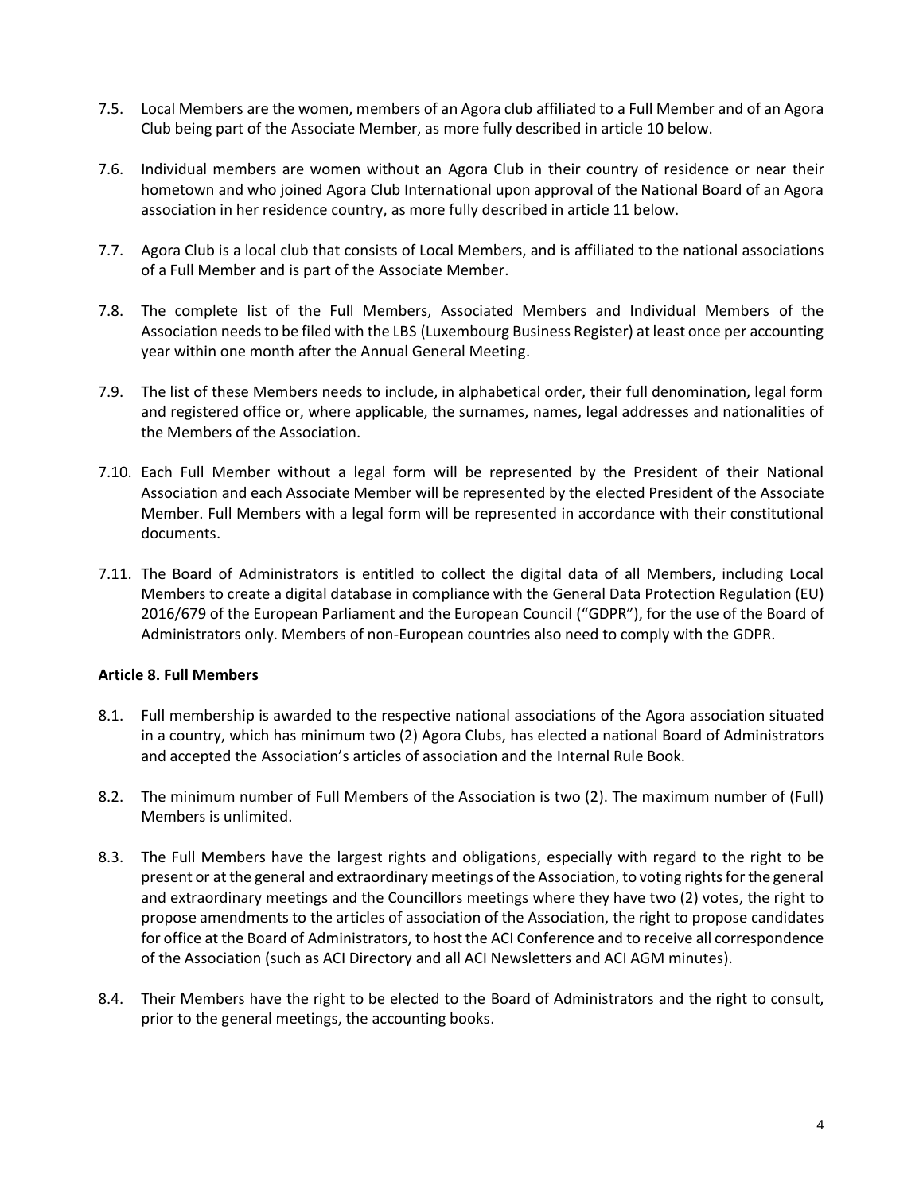7.5. Local Members are the women, members of an Agora club affiliated to a Full Member and of an Agora Club being part of the Associate Member, as more fully described in article 10 below.

7.6. Individual members are women without an Agora Club in their country of residence or near their hometown and who joined Agora Club International upon approval of the National Board of an Agora association in her residence country, as more fully described in article 11 below.

7.7. Agora Club is a local club that consists of Local Members, and is affiliated to the national associations of a Full Member and is part of the Associate Member.

7.8. The complete list of the Full Members, Associated Members and Individual Members of the Association needs to be filed with the LBS (Luxembourg Business Register) at least once per accounting year within one month after the Annual General Meeting.

7.9. The list of these Members needs to include, in alphabetical order, their full denomination, legal form and registered office or, where applicable, the surnames, names, legal addresses and nationalities of the Members of the Association.

7.10. Each Full Member without a legal form will be represented by the President of their National Association and each Associate Member will be represented by the elected President of the Associate Member. Full Members with a legal form will be represented in accordance with their constitutional documents.

7.11. The Board of Administrators is entitled to collect the digital data of all Members, including Local Members to create a digital database in compliance with the General Data Protection Regulation (EU) 2016/679 of the European Parliament and the European Council ("GDPR"), for the use of the Board of Administrators only. Members of non-European countries also need to comply with the GDPR.

**Article 8. Full Members**

8.1. Full membership is awarded to the respective national associations of the Agora association situated in a country, which has minimum two (2) Agora Clubs, has elected a national Board of Administrators and accepted the Association's articles of association and the Internal Rule Book.

8.2. The minimum number of Full Members of the Association is two (2). The maximum number of (Full) Members is unlimited.

8.3. The Full Members have the largest rights and obligations, especially with regard to the right to be present or at the general and extraordinary meetings of the Association, to voting rights for the general and extraordinary meetings and the Councillors meetings where they have two (2) votes, the right to propose amendments to the articles of association of the Association, the right to propose candidates for office at the Board of Administrators, to host the ACI Conference and to receive all correspondence of the Association (such as ACI Directory and all ACI Newsletters and ACI AGM minutes).

8.4. Their Members have the right to be elected to the Board of Administrators and the right to consult, prior to the general meetings, the accounting books.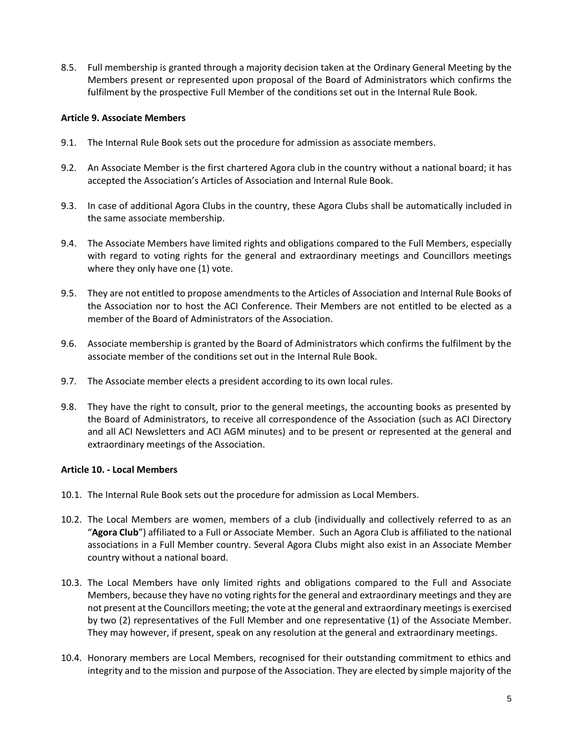8.5. Full membership is granted through a majority decision taken at the Ordinary General Meeting by the Members present or represented upon proposal of the Board of Administrators which confirms the fulfilment by the prospective Full Member of the conditions set out in the Internal Rule Book.

**Article 9. Associate Members**

9.1. The Internal Rule Book sets out the procedure for admission as associate members.

9.2. An Associate Member is the first chartered Agora club in the country without a national board; it has accepted the Association's Articles of Association and Internal Rule Book.

9.3. In case of additional Agora Clubs in the country, these Agora Clubs shall be automatically included in the same associate membership.

9.4. The Associate Members have limited rights and obligations compared to the Full Members, especially with regard to voting rights for the general and extraordinary meetings and Councillors meetings where they only have one (1) vote.

9.5. They are not entitled to propose amendments to the Articles of Association and Internal Rule Books of the Association nor to host the ACI Conference. Their Members are not entitled to be elected as a member of the Board of Administrators of the Association.

9.6. Associate membership is granted by the Board of Administrators which confirms the fulfilment by the associate member of the conditions set out in the Internal Rule Book.

9.7. The Associate member elects a president according to its own local rules.

9.8. They have the right to consult, prior to the general meetings, the accounting books as presented by the Board of Administrators, to receive all correspondence of the Association (such as ACI Directory and all ACI Newsletters and ACI AGM minutes) and to be present or represented at the general and extraordinary meetings of the Association.

**Article 10. - Local Members**

10.1. The Internal Rule Book sets out the procedure for admission as Local Members.

10.2. The Local Members are women, members of a club (individually and collectively referred to as an "**Agora Club**") affiliated to a Full or Associate Member. Such an Agora Club is affiliated to the national associations in a Full Member country. Several Agora Clubs might also exist in an Associate Member country without a national board.

10.3. The Local Members have only limited rights and obligations compared to the Full and Associate Members, because they have no voting rights for the general and extraordinary meetings and they are not present at the Councillors meeting; the vote at the general and extraordinary meetings is exercised by two (2) representatives of the Full Member and one representative (1) of the Associate Member. They may however, if present, speak on any resolution at the general and extraordinary meetings.

10.4. Honorary members are Local Members, recognised for their outstanding commitment to ethics and integrity and to the mission and purpose of the Association. They are elected by simple majority of the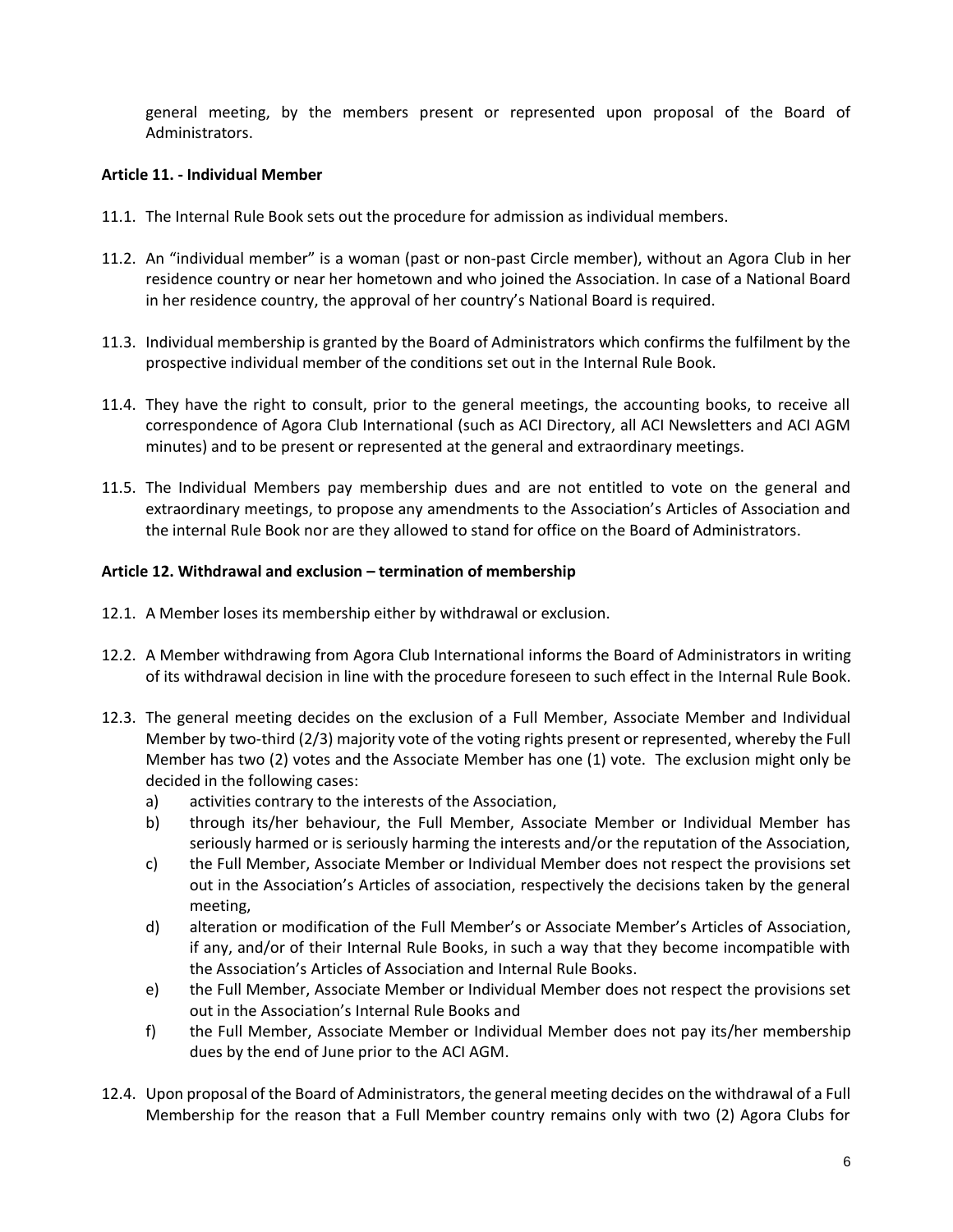general meeting, by the members present or represented upon proposal of the Board of Administrators.

**Article 11. - Individual Member**

11.1. The Internal Rule Book sets out the procedure for admission as individual members.

11.2. An "individual member" is a woman (past or non-past Circle member), without an Agora Club in her residence country or near her hometown and who joined the Association. In case of a National Board in her residence country, the approval of her country's National Board is required.

11.3. Individual membership is granted by the Board of Administrators which confirms the fulfilment by the prospective individual member of the conditions set out in the Internal Rule Book.

11.4. They have the right to consult, prior to the general meetings, the accounting books, to receive all correspondence of Agora Club International (such as ACI Directory, all ACI Newsletters and ACI AGM minutes) and to be present or represented at the general and extraordinary meetings.

11.5. The Individual Members pay membership dues and are not entitled to vote on the general and extraordinary meetings, to propose any amendments to the Association's Articles of Association and the internal Rule Book nor are they allowed to stand for office on the Board of Administrators.

**Article 12. Withdrawal and exclusion – termination of membership**

12.1. A Member loses its membership either by withdrawal or exclusion.

12.2. A Member withdrawing from Agora Club International informs the Board of Administrators in writing of its withdrawal decision in line with the procedure foreseen to such effect in the Internal Rule Book.

12.3. The general meeting decides on the exclusion of a Full Member, Associate Member and Individual Member by two-third (2/3) majority vote of the voting rights present or represented, whereby the Full Member has two (2) votes and the Associate Member has one (1) vote. The exclusion might only be decided in the following cases:
   a) activities contrary to the interests of the Association,
   b) through its/her behaviour, the Full Member, Associate Member or Individual Member has seriously harmed or is seriously harming the interests and/or the reputation of the Association,
   c) the Full Member, Associate Member or Individual Member does not respect the provisions set out in the Association's Articles of association, respectively the decisions taken by the general meeting,
   d) alteration or modification of the Full Member's or Associate Member's Articles of Association, if any, and/or of their Internal Rule Books, in such a way that they become incompatible with the Association's Articles of Association and Internal Rule Books.
   e) the Full Member, Associate Member or Individual Member does not respect the provisions set out in the Association's Internal Rule Books and
   f) the Full Member, Associate Member or Individual Member does not pay its/her membership dues by the end of June prior to the ACI AGM.

12.4. Upon proposal of the Board of Administrators, the general meeting decides on the withdrawal of a Full Membership for the reason that a Full Member country remains only with two (2) Agora Clubs for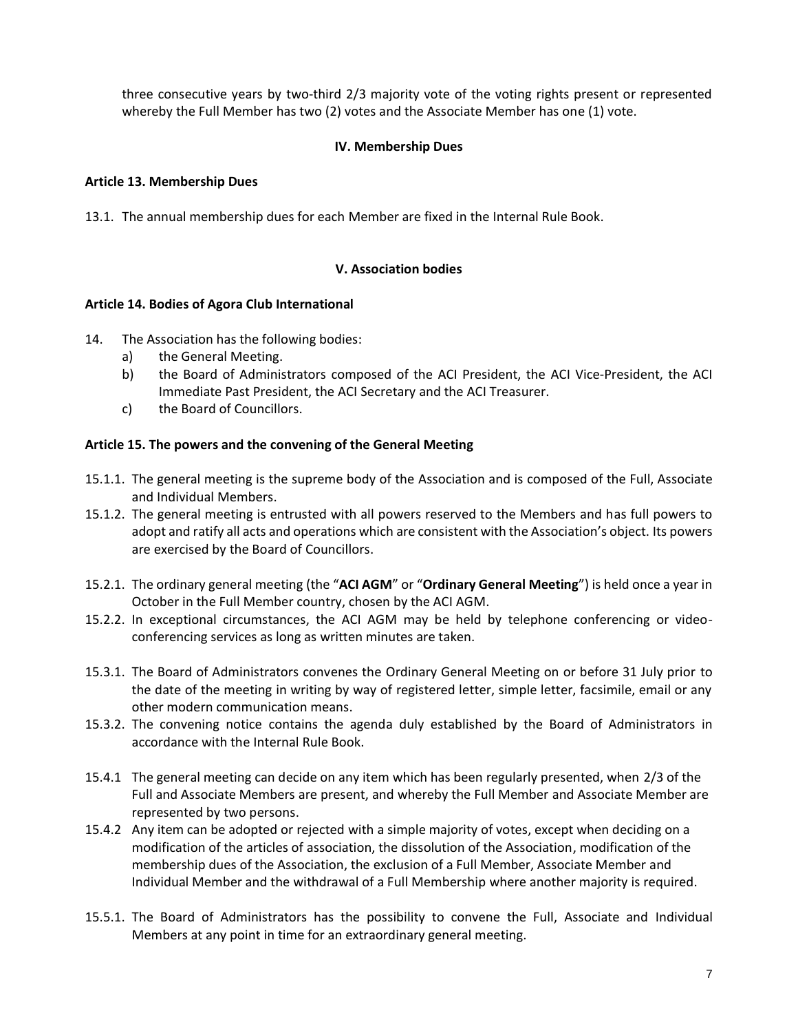three consecutive years by two-third 2/3 majority vote of the voting rights present or represented whereby the Full Member has two (2) votes and the Associate Member has one (1) vote.

## IV. Membership Dues

### Article 13. Membership Dues

13.1. The annual membership dues for each Member are fixed in the Internal Rule Book.

## V. Association bodies

### Article 14. Bodies of Agora Club International

14. The Association has the following bodies:
    - a) the General Meeting.
    - b) the Board of Administrators composed of the ACI President, the ACI Vice-President, the ACI Immediate Past President, the ACI Secretary and the ACI Treasurer.
    - c) the Board of Councillors.

### Article 15. The powers and the convening of the General Meeting

15.1.1. The general meeting is the supreme body of the Association and is composed of the Full, Associate and Individual Members.

15.1.2. The general meeting is entrusted with all powers reserved to the Members and has full powers to adopt and ratify all acts and operations which are consistent with the Association's object. Its powers are exercised by the Board of Councillors.

15.2.1. The ordinary general meeting (the "**ACI AGM**" or "**Ordinary General Meeting**") is held once a year in October in the Full Member country, chosen by the ACI AGM.

15.2.2. In exceptional circumstances, the ACI AGM may be held by telephone conferencing or video-conferencing services as long as written minutes are taken.

15.3.1. The Board of Administrators convenes the Ordinary General Meeting on or before 31 July prior to the date of the meeting in writing by way of registered letter, simple letter, facsimile, email or any other modern communication means.

15.3.2. The convening notice contains the agenda duly established by the Board of Administrators in accordance with the Internal Rule Book.

15.4.1 The general meeting can decide on any item which has been regularly presented, when 2/3 of the Full and Associate Members are present, and whereby the Full Member and Associate Member are represented by two persons.

15.4.2 Any item can be adopted or rejected with a simple majority of votes, except when deciding on a modification of the articles of association, the dissolution of the Association, modification of the membership dues of the Association, the exclusion of a Full Member, Associate Member and Individual Member and the withdrawal of a Full Membership where another majority is required.

15.5.1. The Board of Administrators has the possibility to convene the Full, Associate and Individual Members at any point in time for an extraordinary general meeting.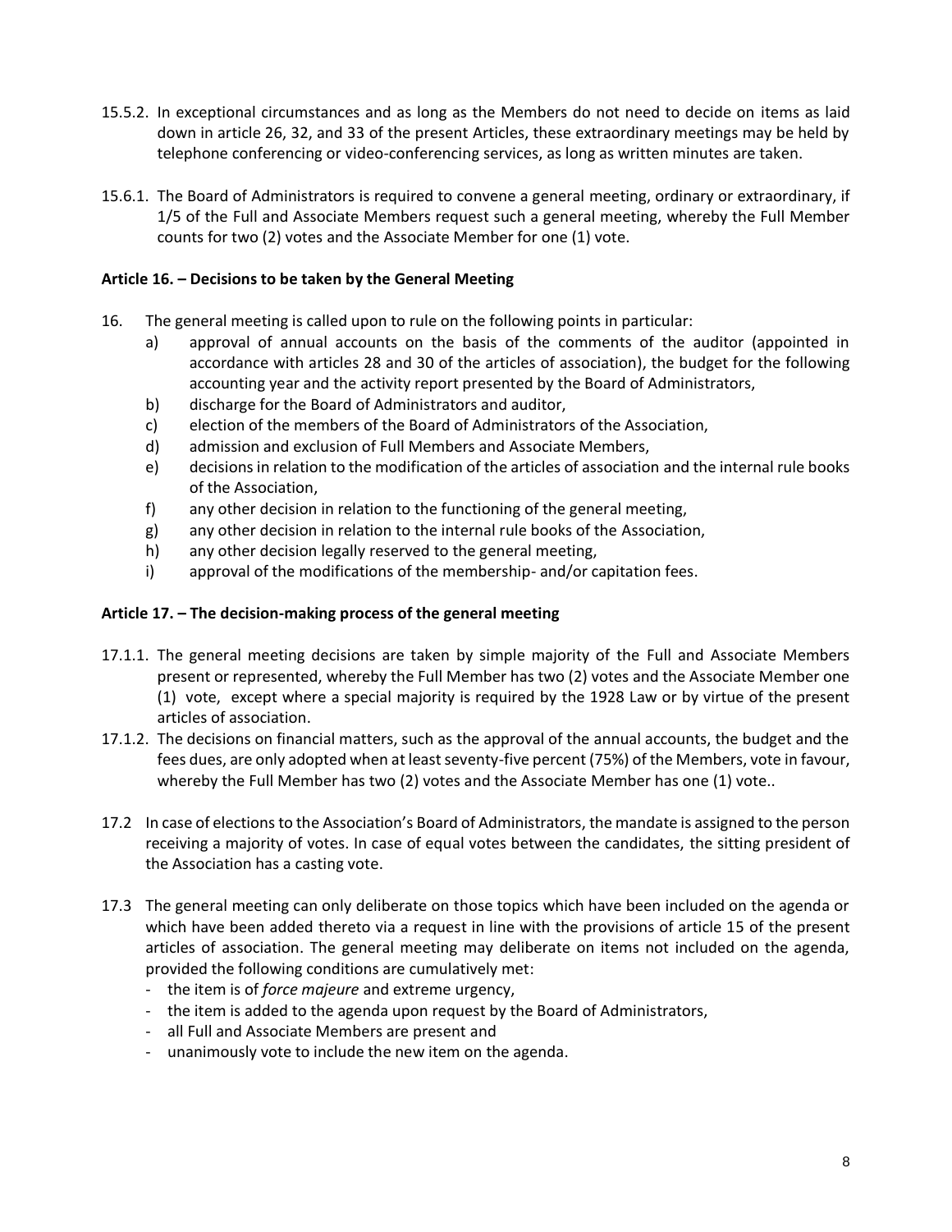15.5.2. In exceptional circumstances and as long as the Members do not need to decide on items as laid down in article 26, 32, and 33 of the present Articles, these extraordinary meetings may be held by telephone conferencing or video-conferencing services, as long as written minutes are taken.

15.6.1. The Board of Administrators is required to convene a general meeting, ordinary or extraordinary, if 1/5 of the Full and Associate Members request such a general meeting, whereby the Full Member counts for two (2) votes and the Associate Member for one (1) vote.

**Article 16. – Decisions to be taken by the General Meeting**

16. The general meeting is called upon to rule on the following points in particular:
   a) approval of annual accounts on the basis of the comments of the auditor (appointed in accordance with articles 28 and 30 of the articles of association), the budget for the following accounting year and the activity report presented by the Board of Administrators,
   b) discharge for the Board of Administrators and auditor,
   c) election of the members of the Board of Administrators of the Association,
   d) admission and exclusion of Full Members and Associate Members,
   e) decisions in relation to the modification of the articles of association and the internal rule books of the Association,
   f) any other decision in relation to the functioning of the general meeting,
   g) any other decision in relation to the internal rule books of the Association,
   h) any other decision legally reserved to the general meeting,
   i) approval of the modifications of the membership- and/or capitation fees.

**Article 17. – The decision-making process of the general meeting**

17.1.1. The general meeting decisions are taken by simple majority of the Full and Associate Members present or represented, whereby the Full Member has two (2) votes and the Associate Member one (1) vote, except where a special majority is required by the 1928 Law or by virtue of the present articles of association.

17.1.2. The decisions on financial matters, such as the approval of the annual accounts, the budget and the fees dues, are only adopted when at least seventy-five percent (75%) of the Members, vote in favour, whereby the Full Member has two (2) votes and the Associate Member has one (1) vote..

17.2 In case of elections to the Association's Board of Administrators, the mandate is assigned to the person receiving a majority of votes. In case of equal votes between the candidates, the sitting president of the Association has a casting vote.

17.3 The general meeting can only deliberate on those topics which have been included on the agenda or which have been added thereto via a request in line with the provisions of article 15 of the present articles of association. The general meeting may deliberate on items not included on the agenda, provided the following conditions are cumulatively met:

- the item is of *force majeure* and extreme urgency,
- the item is added to the agenda upon request by the Board of Administrators,
- all Full and Associate Members are present and
- unanimously vote to include the new item on the agenda.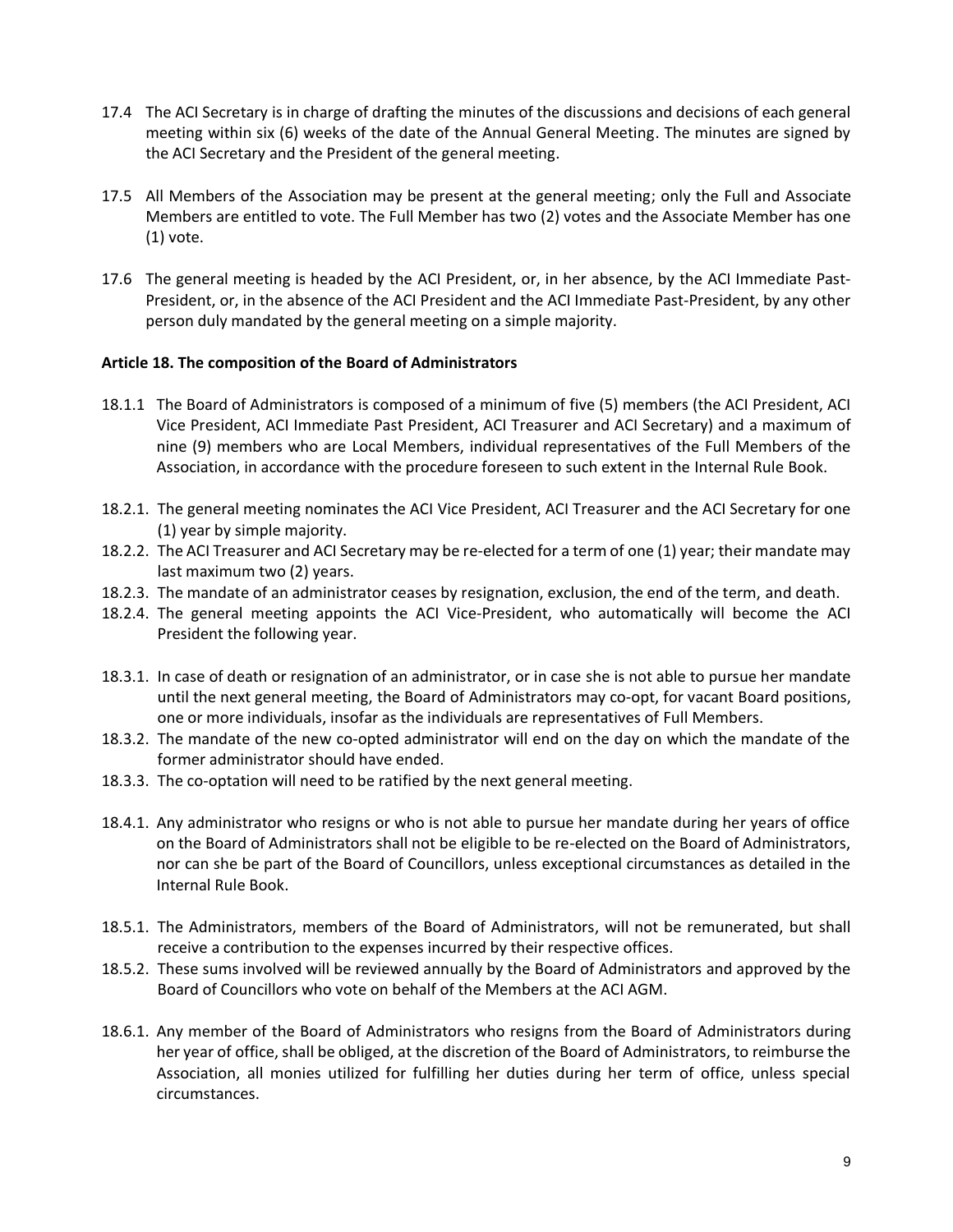17.4 The ACI Secretary is in charge of drafting the minutes of the discussions and decisions of each general meeting within six (6) weeks of the date of the Annual General Meeting. The minutes are signed by the ACI Secretary and the President of the general meeting.

17.5 All Members of the Association may be present at the general meeting; only the Full and Associate Members are entitled to vote. The Full Member has two (2) votes and the Associate Member has one (1) vote.

17.6 The general meeting is headed by the ACI President, or, in her absence, by the ACI Immediate Past-President, or, in the absence of the ACI President and the ACI Immediate Past-President, by any other person duly mandated by the general meeting on a simple majority.

**Article 18. The composition of the Board of Administrators**

18.1.1 The Board of Administrators is composed of a minimum of five (5) members (the ACI President, ACI Vice President, ACI Immediate Past President, ACI Treasurer and ACI Secretary) and a maximum of nine (9) members who are Local Members, individual representatives of the Full Members of the Association, in accordance with the procedure foreseen to such extent in the Internal Rule Book.

18.2.1. The general meeting nominates the ACI Vice President, ACI Treasurer and the ACI Secretary for one (1) year by simple majority.

18.2.2. The ACI Treasurer and ACI Secretary may be re-elected for a term of one (1) year; their mandate may last maximum two (2) years.

18.2.3. The mandate of an administrator ceases by resignation, exclusion, the end of the term, and death.

18.2.4. The general meeting appoints the ACI Vice-President, who automatically will become the ACI President the following year.

18.3.1. In case of death or resignation of an administrator, or in case she is not able to pursue her mandate until the next general meeting, the Board of Administrators may co-opt, for vacant Board positions, one or more individuals, insofar as the individuals are representatives of Full Members.

18.3.2. The mandate of the new co-opted administrator will end on the day on which the mandate of the former administrator should have ended.

18.3.3. The co-optation will need to be ratified by the next general meeting.

18.4.1. Any administrator who resigns or who is not able to pursue her mandate during her years of office on the Board of Administrators shall not be eligible to be re-elected on the Board of Administrators, nor can she be part of the Board of Councillors, unless exceptional circumstances as detailed in the Internal Rule Book.

18.5.1. The Administrators, members of the Board of Administrators, will not be remunerated, but shall receive a contribution to the expenses incurred by their respective offices.

18.5.2. These sums involved will be reviewed annually by the Board of Administrators and approved by the Board of Councillors who vote on behalf of the Members at the ACI AGM.

18.6.1. Any member of the Board of Administrators who resigns from the Board of Administrators during her year of office, shall be obliged, at the discretion of the Board of Administrators, to reimburse the Association, all monies utilized for fulfilling her duties during her term of office, unless special circumstances.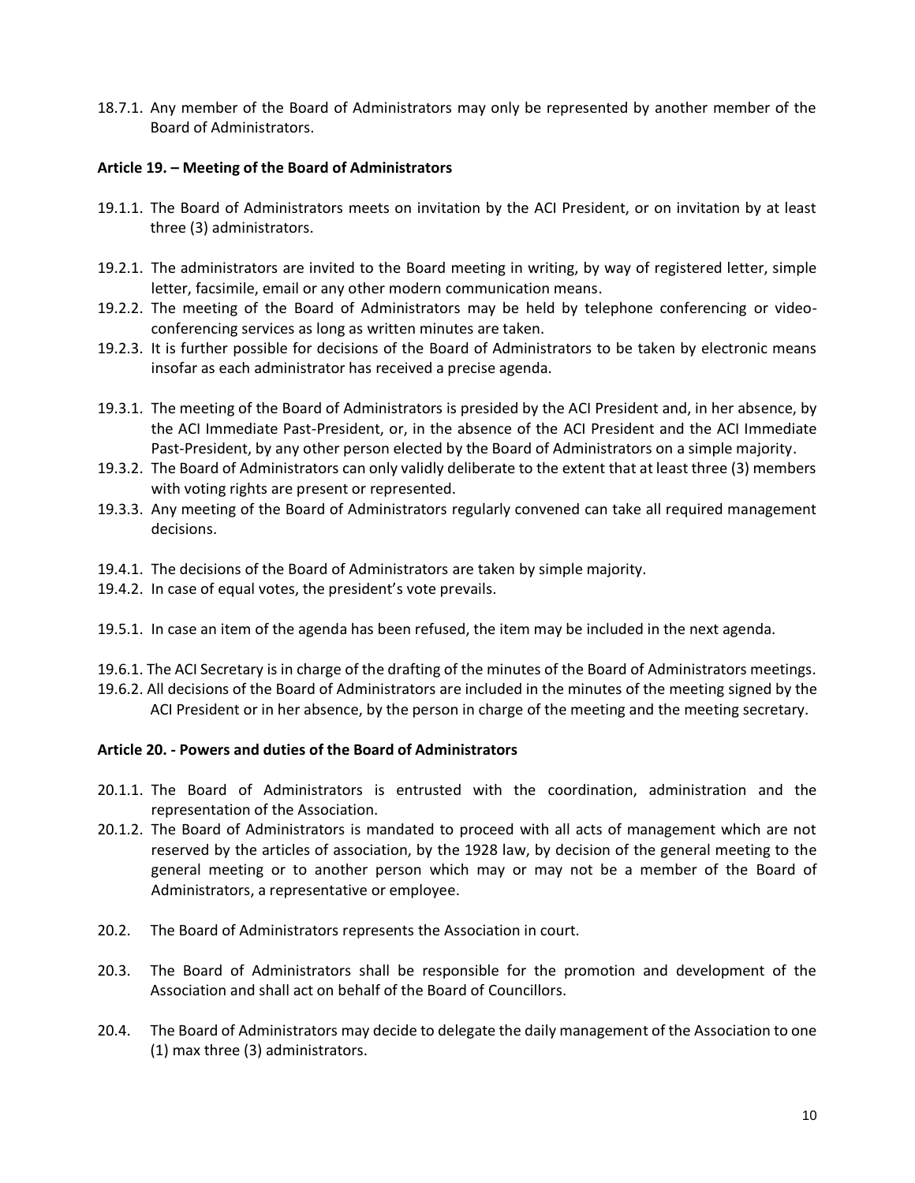18.7.1. Any member of the Board of Administrators may only be represented by another member of the Board of Administrators.

**Article 19. – Meeting of the Board of Administrators**

19.1.1. The Board of Administrators meets on invitation by the ACI President, or on invitation by at least three (3) administrators.

19.2.1. The administrators are invited to the Board meeting in writing, by way of registered letter, simple letter, facsimile, email or any other modern communication means.

19.2.2. The meeting of the Board of Administrators may be held by telephone conferencing or video-conferencing services as long as written minutes are taken.

19.2.3. It is further possible for decisions of the Board of Administrators to be taken by electronic means insofar as each administrator has received a precise agenda.

19.3.1. The meeting of the Board of Administrators is presided by the ACI President and, in her absence, by the ACI Immediate Past-President, or, in the absence of the ACI President and the ACI Immediate Past-President, by any other person elected by the Board of Administrators on a simple majority.

19.3.2. The Board of Administrators can only validly deliberate to the extent that at least three (3) members with voting rights are present or represented.

19.3.3. Any meeting of the Board of Administrators regularly convened can take all required management decisions.

19.4.1. The decisions of the Board of Administrators are taken by simple majority.

19.4.2. In case of equal votes, the president's vote prevails.

19.5.1. In case an item of the agenda has been refused, the item may be included in the next agenda.

19.6.1. The ACI Secretary is in charge of the drafting of the minutes of the Board of Administrators meetings.

19.6.2. All decisions of the Board of Administrators are included in the minutes of the meeting signed by the ACI President or in her absence, by the person in charge of the meeting and the meeting secretary.

**Article 20. - Powers and duties of the Board of Administrators**

20.1.1. The Board of Administrators is entrusted with the coordination, administration and the representation of the Association.

20.1.2. The Board of Administrators is mandated to proceed with all acts of management which are not reserved by the articles of association, by the 1928 law, by decision of the general meeting to the general meeting or to another person which may or may not be a member of the Board of Administrators, a representative or employee.

20.2. The Board of Administrators represents the Association in court.

20.3. The Board of Administrators shall be responsible for the promotion and development of the Association and shall act on behalf of the Board of Councillors.

20.4. The Board of Administrators may decide to delegate the daily management of the Association to one (1) max three (3) administrators.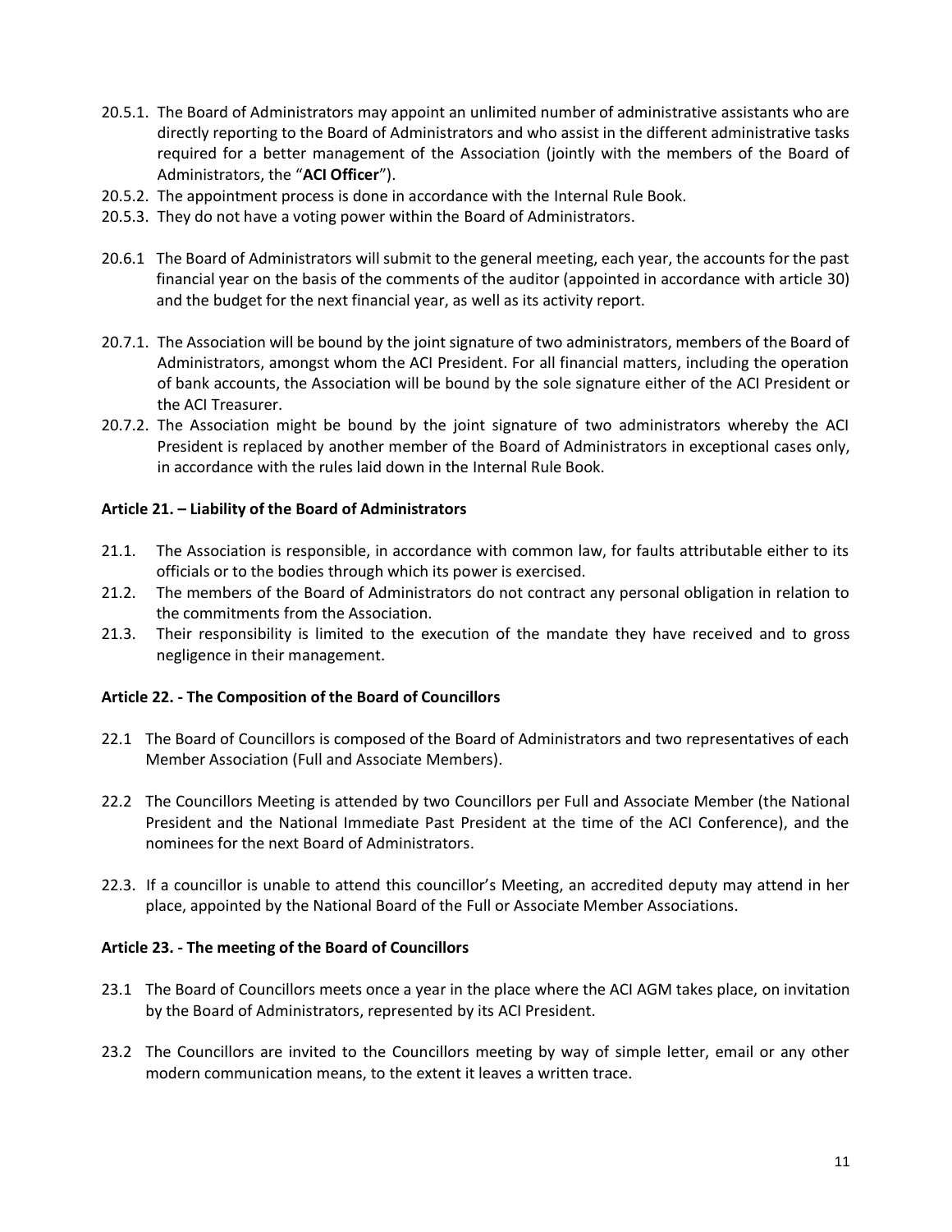20.5.1. The Board of Administrators may appoint an unlimited number of administrative assistants who are directly reporting to the Board of Administrators and who assist in the different administrative tasks required for a better management of the Association (jointly with the members of the Board of Administrators, the "**ACI Officer**").

20.5.2. The appointment process is done in accordance with the Internal Rule Book.

20.5.3. They do not have a voting power within the Board of Administrators.

20.6.1 The Board of Administrators will submit to the general meeting, each year, the accounts for the past financial year on the basis of the comments of the auditor (appointed in accordance with article 30) and the budget for the next financial year, as well as its activity report.

20.7.1. The Association will be bound by the joint signature of two administrators, members of the Board of Administrators, amongst whom the ACI President. For all financial matters, including the operation of bank accounts, the Association will be bound by the sole signature either of the ACI President or the ACI Treasurer.

20.7.2. The Association might be bound by the joint signature of two administrators whereby the ACI President is replaced by another member of the Board of Administrators in exceptional cases only, in accordance with the rules laid down in the Internal Rule Book.

**Article 21. – Liability of the Board of Administrators**

21.1. The Association is responsible, in accordance with common law, for faults attributable either to its officials or to the bodies through which its power is exercised.

21.2. The members of the Board of Administrators do not contract any personal obligation in relation to the commitments from the Association.

21.3. Their responsibility is limited to the execution of the mandate they have received and to gross negligence in their management.

**Article 22. - The Composition of the Board of Councillors**

22.1 The Board of Councillors is composed of the Board of Administrators and two representatives of each Member Association (Full and Associate Members).

22.2 The Councillors Meeting is attended by two Councillors per Full and Associate Member (the National President and the National Immediate Past President at the time of the ACI Conference), and the nominees for the next Board of Administrators.

22.3. If a councillor is unable to attend this councillor's Meeting, an accredited deputy may attend in her place, appointed by the National Board of the Full or Associate Member Associations.

**Article 23. - The meeting of the Board of Councillors**

23.1 The Board of Councillors meets once a year in the place where the ACI AGM takes place, on invitation by the Board of Administrators, represented by its ACI President.

23.2 The Councillors are invited to the Councillors meeting by way of simple letter, email or any other modern communication means, to the extent it leaves a written trace.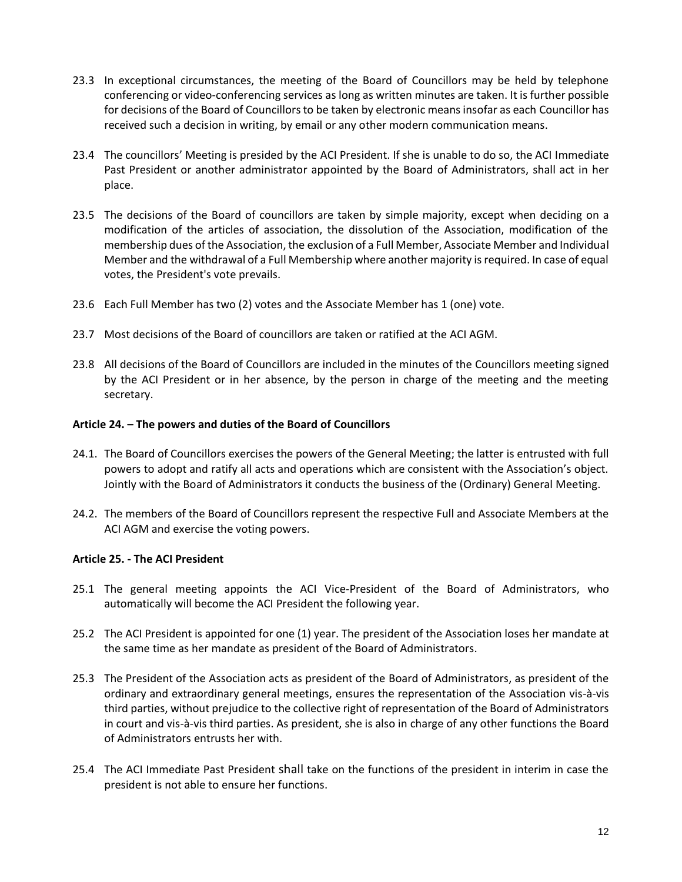23.3 In exceptional circumstances, the meeting of the Board of Councillors may be held by telephone conferencing or video-conferencing services as long as written minutes are taken. It is further possible for decisions of the Board of Councillors to be taken by electronic means insofar as each Councillor has received such a decision in writing, by email or any other modern communication means.

23.4 The councillors' Meeting is presided by the ACI President. If she is unable to do so, the ACI Immediate Past President or another administrator appointed by the Board of Administrators, shall act in her place.

23.5 The decisions of the Board of councillors are taken by simple majority, except when deciding on a modification of the articles of association, the dissolution of the Association, modification of the membership dues of the Association, the exclusion of a Full Member, Associate Member and Individual Member and the withdrawal of a Full Membership where another majority is required. In case of equal votes, the President's vote prevails.

23.6 Each Full Member has two (2) votes and the Associate Member has 1 (one) vote.

23.7 Most decisions of the Board of councillors are taken or ratified at the ACI AGM.

23.8 All decisions of the Board of Councillors are included in the minutes of the Councillors meeting signed by the ACI President or in her absence, by the person in charge of the meeting and the meeting secretary.

**Article 24. – The powers and duties of the Board of Councillors**

24.1. The Board of Councillors exercises the powers of the General Meeting; the latter is entrusted with full powers to adopt and ratify all acts and operations which are consistent with the Association's object. Jointly with the Board of Administrators it conducts the business of the (Ordinary) General Meeting.

24.2. The members of the Board of Councillors represent the respective Full and Associate Members at the ACI AGM and exercise the voting powers.

**Article 25. - The ACI President**

25.1 The general meeting appoints the ACI Vice-President of the Board of Administrators, who automatically will become the ACI President the following year.

25.2 The ACI President is appointed for one (1) year. The president of the Association loses her mandate at the same time as her mandate as president of the Board of Administrators.

25.3 The President of the Association acts as president of the Board of Administrators, as president of the ordinary and extraordinary general meetings, ensures the representation of the Association vis-à-vis third parties, without prejudice to the collective right of representation of the Board of Administrators in court and vis-à-vis third parties. As president, she is also in charge of any other functions the Board of Administrators entrusts her with.

25.4 The ACI Immediate Past President shall take on the functions of the president in interim in case the president is not able to ensure her functions.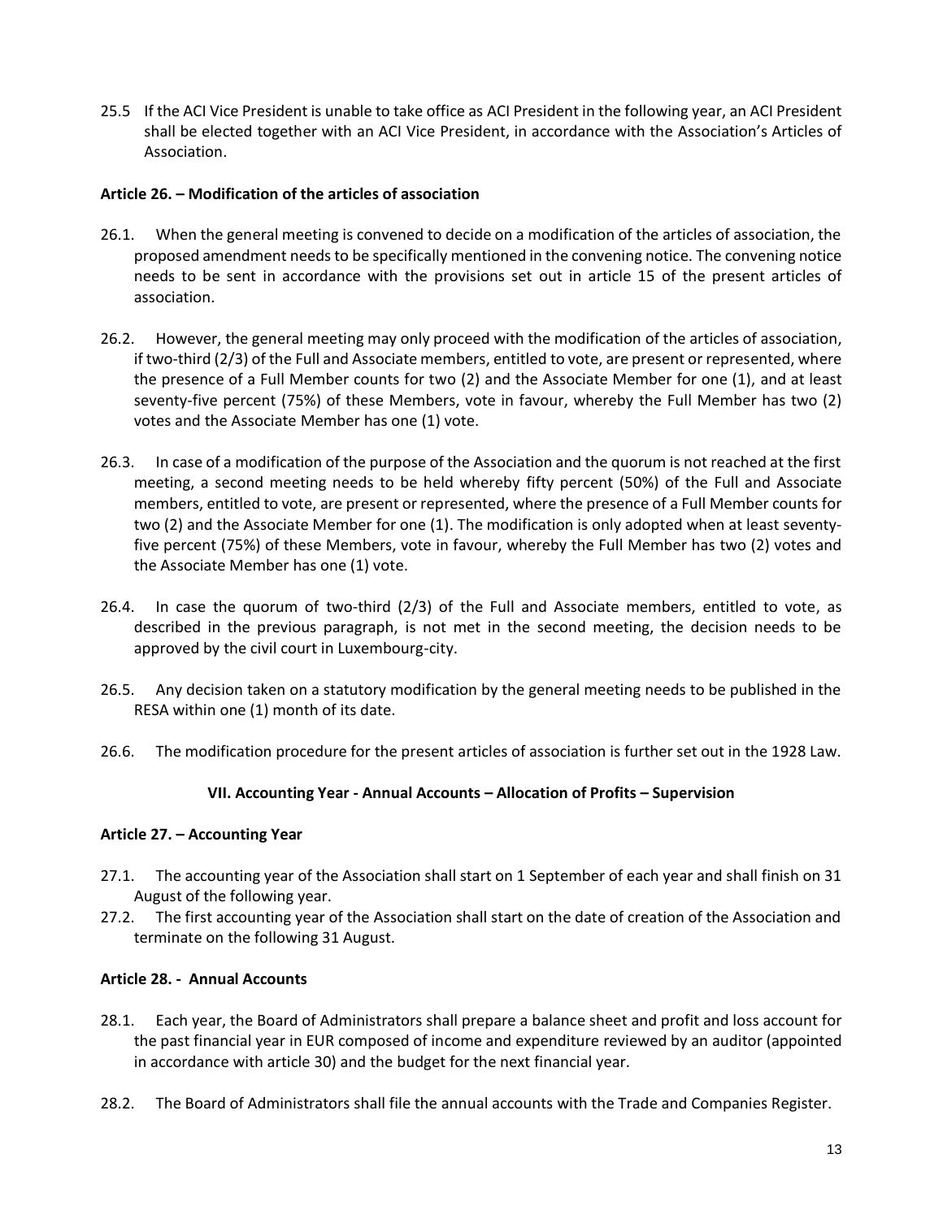25.5 If the ACI Vice President is unable to take office as ACI President in the following year, an ACI President shall be elected together with an ACI Vice President, in accordance with the Association's Articles of Association.

**Article 26. – Modification of the articles of association**

26.1. When the general meeting is convened to decide on a modification of the articles of association, the proposed amendment needs to be specifically mentioned in the convening notice. The convening notice needs to be sent in accordance with the provisions set out in article 15 of the present articles of association.

26.2. However, the general meeting may only proceed with the modification of the articles of association, if two-third (2/3) of the Full and Associate members, entitled to vote, are present or represented, where the presence of a Full Member counts for two (2) and the Associate Member for one (1), and at least seventy-five percent (75%) of these Members, vote in favour, whereby the Full Member has two (2) votes and the Associate Member has one (1) vote.

26.3. In case of a modification of the purpose of the Association and the quorum is not reached at the first meeting, a second meeting needs to be held whereby fifty percent (50%) of the Full and Associate members, entitled to vote, are present or represented, where the presence of a Full Member counts for two (2) and the Associate Member for one (1). The modification is only adopted when at least seventy-five percent (75%) of these Members, vote in favour, whereby the Full Member has two (2) votes and the Associate Member has one (1) vote.

26.4. In case the quorum of two-third (2/3) of the Full and Associate members, entitled to vote, as described in the previous paragraph, is not met in the second meeting, the decision needs to be approved by the civil court in Luxembourg-city.

26.5. Any decision taken on a statutory modification by the general meeting needs to be published in the RESA within one (1) month of its date.

26.6. The modification procedure for the present articles of association is further set out in the 1928 Law.

## VII. Accounting Year - Annual Accounts – Allocation of Profits – Supervision

**Article 27. – Accounting Year**

27.1. The accounting year of the Association shall start on 1 September of each year and shall finish on 31 August of the following year.

27.2. The first accounting year of the Association shall start on the date of creation of the Association and terminate on the following 31 August.

**Article 28. - Annual Accounts**

28.1. Each year, the Board of Administrators shall prepare a balance sheet and profit and loss account for the past financial year in EUR composed of income and expenditure reviewed by an auditor (appointed in accordance with article 30) and the budget for the next financial year.

28.2. The Board of Administrators shall file the annual accounts with the Trade and Companies Register.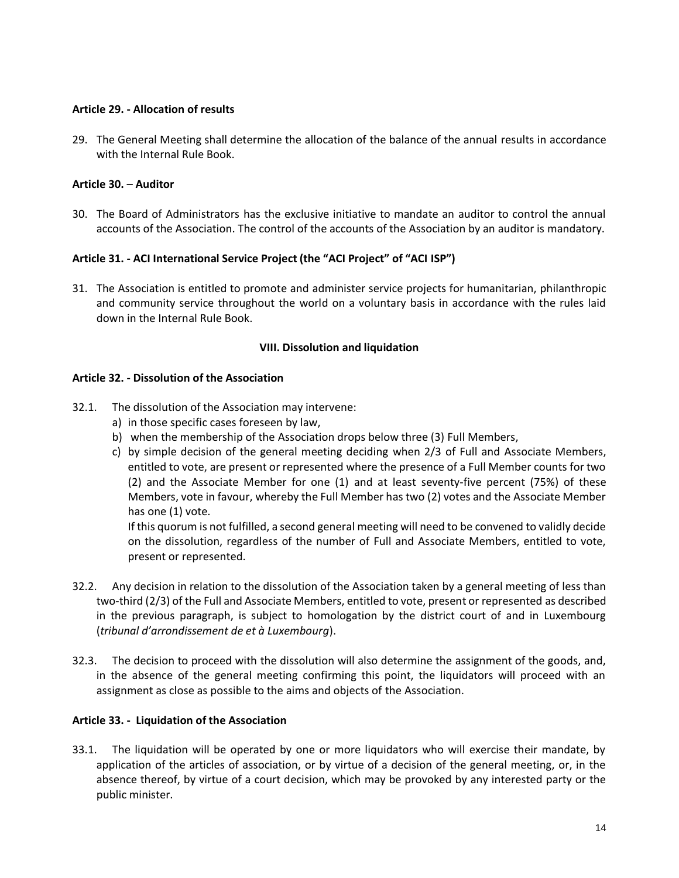**Article 29. - Allocation of results**

29. The General Meeting shall determine the allocation of the balance of the annual results in accordance with the Internal Rule Book.

**Article 30.** – **Auditor**

30. The Board of Administrators has the exclusive initiative to mandate an auditor to control the annual accounts of the Association. The control of the accounts of the Association by an auditor is mandatory.

**Article 31. - ACI International Service Project (the "ACI Project" of "ACI ISP")**

31. The Association is entitled to promote and administer service projects for humanitarian, philanthropic and community service throughout the world on a voluntary basis in accordance with the rules laid down in the Internal Rule Book.

## VIII. Dissolution and liquidation

**Article 32. - Dissolution of the Association**

32.1. The dissolution of the Association may intervene:

a) in those specific cases foreseen by law,

b) when the membership of the Association drops below three (3) Full Members,

c) by simple decision of the general meeting deciding when 2/3 of Full and Associate Members, entitled to vote, are present or represented where the presence of a Full Member counts for two (2) and the Associate Member for one (1) and at least seventy-five percent (75%) of these Members, vote in favour, whereby the Full Member has two (2) votes and the Associate Member has one (1) vote.

If this quorum is not fulfilled, a second general meeting will need to be convened to validly decide on the dissolution, regardless of the number of Full and Associate Members, entitled to vote, present or represented.

32.2. Any decision in relation to the dissolution of the Association taken by a general meeting of less than two-third (2/3) of the Full and Associate Members, entitled to vote, present or represented as described in the previous paragraph, is subject to homologation by the district court of and in Luxembourg (*tribunal d'arrondissement de et à Luxembourg*).

32.3. The decision to proceed with the dissolution will also determine the assignment of the goods, and, in the absence of the general meeting confirming this point, the liquidators will proceed with an assignment as close as possible to the aims and objects of the Association.

**Article 33. - Liquidation of the Association**

33.1. The liquidation will be operated by one or more liquidators who will exercise their mandate, by application of the articles of association, or by virtue of a decision of the general meeting, or, in the absence thereof, by virtue of a court decision, which may be provoked by any interested party or the public minister.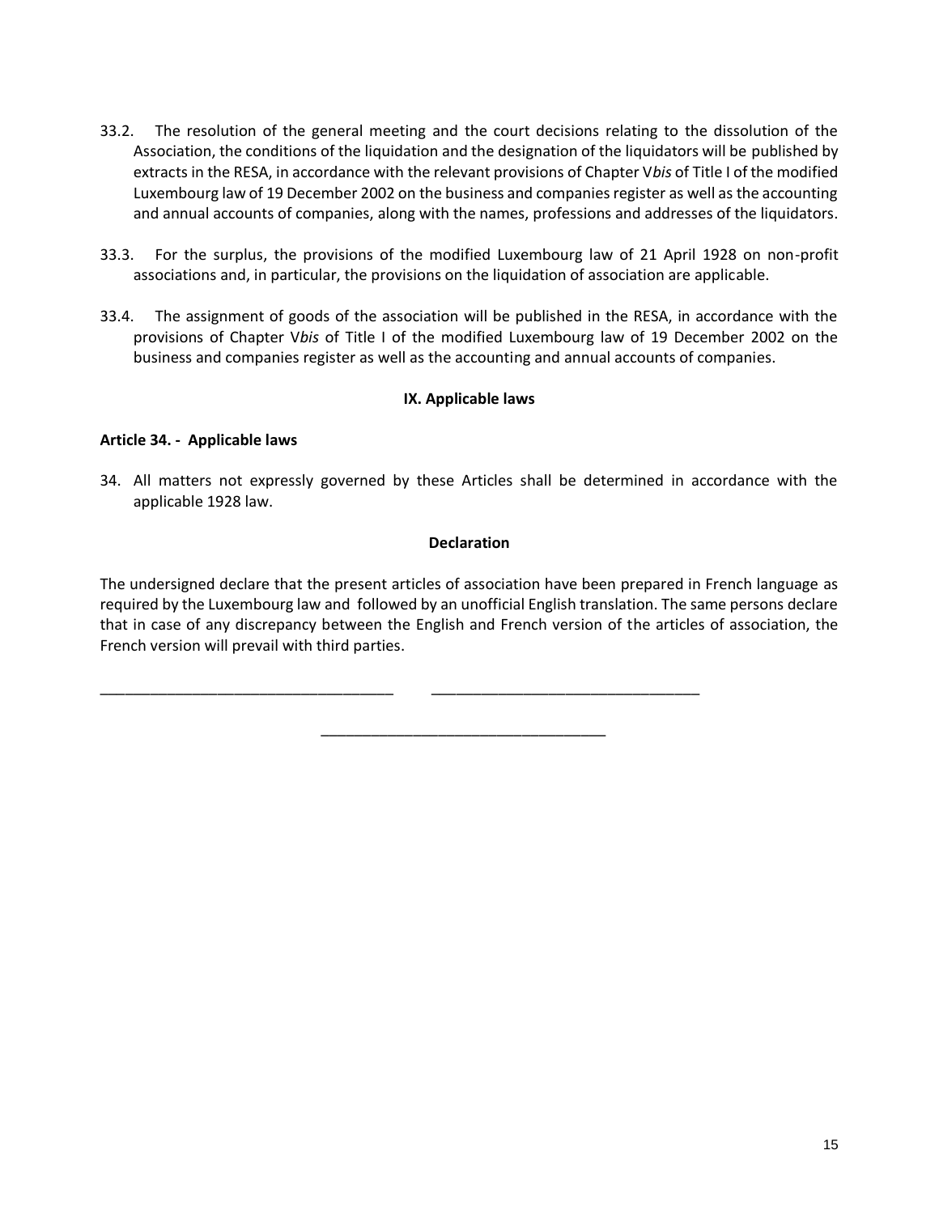33.2. The resolution of the general meeting and the court decisions relating to the dissolution of the Association, the conditions of the liquidation and the designation of the liquidators will be published by extracts in the RESA, in accordance with the relevant provisions of Chapter V*bis* of Title I of the modified Luxembourg law of 19 December 2002 on the business and companies register as well as the accounting and annual accounts of companies, along with the names, professions and addresses of the liquidators.

33.3. For the surplus, the provisions of the modified Luxembourg law of 21 April 1928 on non-profit associations and, in particular, the provisions on the liquidation of association are applicable.

33.4. The assignment of goods of the association will be published in the RESA, in accordance with the provisions of Chapter V*bis* of Title I of the modified Luxembourg law of 19 December 2002 on the business and companies register as well as the accounting and annual accounts of companies.

## IX. Applicable laws

### Article 34. - Applicable laws

34. All matters not expressly governed by these Articles shall be determined in accordance with the applicable 1928 law.

### Declaration

The undersigned declare that the present articles of association have been prepared in French language as required by the Luxembourg law and followed by an unofficial English translation. The same persons declare that in case of any discrepancy between the English and French version of the articles of association, the French version will prevail with third parties.

___________________________________ ________________________________

__________________________________